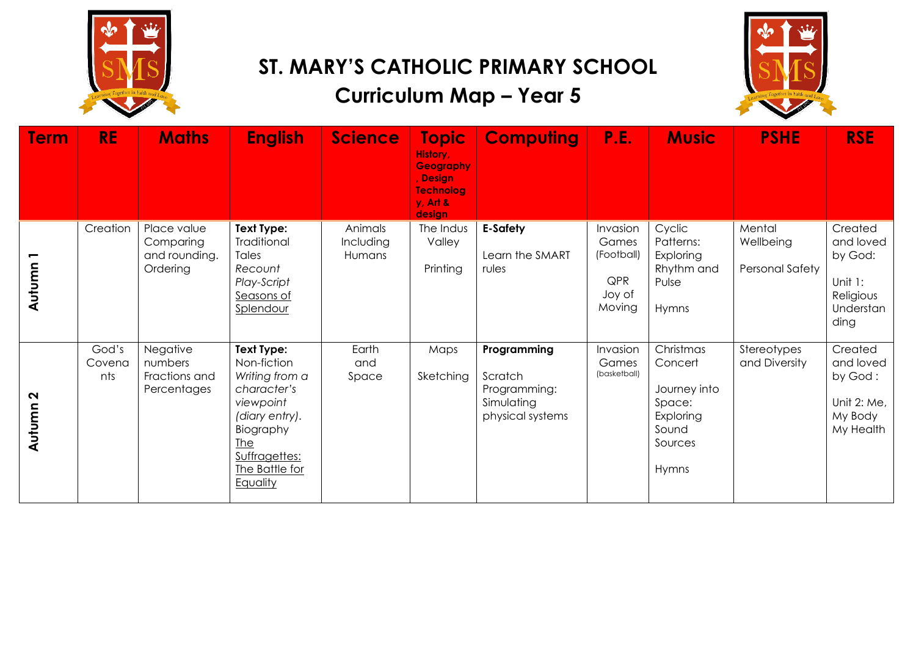# ST. MARY'S CATHOLIC PRIMARY SCHOOL

## Curriculum Map – Year 5

| Term | RE | Maths | English | Science | Topic History, Geography, Design Technology, Art & design | Computing | P.E. | Music | PSHE | RSE |
|---|---|---|---|---|---|---|---|---|---|---|
| Autumn 1 | Creation | Place value Comparing and rounding. Ordering | **Text Type:** Traditional Tales *Recount* *Play-Script* Seasons of Splendour | Animals Including Humans | The Indus Valley<br><br>Printing | **E-Safety**<br><br>Learn the SMART rules | Invasion Games (Football)<br><br>QPR Joy of Moving | Cyclic Patterns: Exploring Rhythm and Pulse<br><br>Hymns | Mental Wellbeing<br><br>Personal Safety | Created and loved by God:<br><br>Unit 1: Religious Understanding |
| Autumn 2 | God's Covenants | Negative numbers Fractions and Percentages | **Text Type:** Non-fiction *Writing from a character's viewpoint (diary entry).* Biography The Suffragettes: The Battle for Equality | Earth and Space | Maps<br><br>Sketching | **Programming**<br><br>Scratch Programming: Simulating physical systems | Invasion Games (basketball) | Christmas Concert<br><br>Journey into Space: Exploring Sound Sources<br><br>Hymns | Stereotypes and Diversity | Created and loved by God :<br><br>Unit 2: Me, My Body My Health |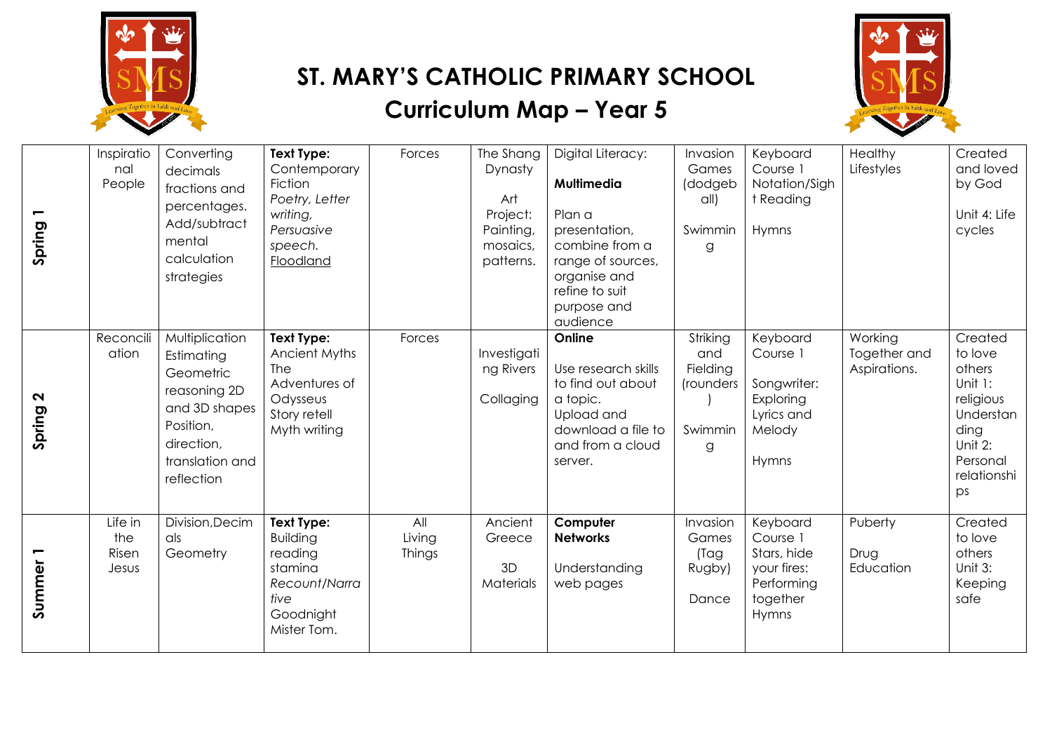# ST. MARY'S CATHOLIC PRIMARY SCHOOL

## Curriculum Map – Year 5

| | | | | | | | | | | |
|---|---|---|---|---|---|---|---|---|---|---|
| **Spring 1** | Inspirational People | Converting decimals fractions and percentages. Add/subtract mental calculation strategies | **Text Type:** Contemporary Fiction *Poetry, Letter writing, Persuasive speech.* Floodland | Forces | The Shang Dynasty<br><br>Art Project: Painting, mosaics, patterns. | Digital Literacy:<br><br>**Multimedia**<br><br>Plan a presentation, combine from a range of sources, organise and refine to suit purpose and audience | Invasion Games (dodgeball)<br><br>Swimming | Keyboard Course 1 Notation/Sight Reading<br><br>Hymns | Healthy Lifestyles | Created and loved by God<br><br>Unit 4: Life cycles |
| **Spring 2** | Reconciliation | Multiplication Estimating Geometric reasoning 2D and 3D shapes Position, direction, translation and reflection | **Text Type:** Ancient Myths The Adventures of Odysseus Story retell Myth writing | Forces | Investigating Rivers<br><br>Collaging | **Online**<br><br>Use research skills to find out about a topic. Upload and download a file to and from a cloud server. | Striking and Fielding (rounders)<br><br>Swimming | Keyboard Course 1<br><br>Songwriter: Exploring Lyrics and Melody<br><br>Hymns | Working Together and Aspirations. | Created to love others Unit 1: religious Understanding Unit 2: Personal relationships |
| **Summer 1** | Life in the Risen Jesus | Division, Decimals Geometry | **Text Type:** Building reading stamina *Recount/Narrative* Goodnight Mister Tom. | All Living Things | Ancient Greece<br><br>3D Materials | **Computer Networks**<br><br>Understanding web pages | Invasion Games (Tag Rugby)<br><br>Dance | Keyboard Course 1 Stars, hide your fires: Performing together Hymns | Puberty<br><br>Drug Education | Created to love others Unit 3: Keeping safe |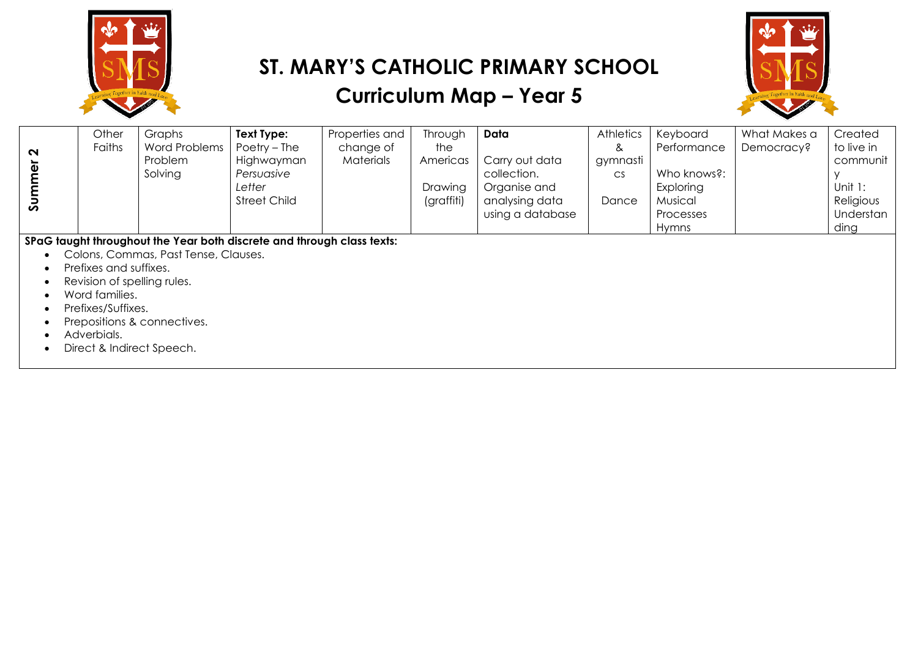# ST. MARY'S CATHOLIC PRIMARY SCHOOL
## Curriculum Map – Year 5

| | | | | | | | | | | |
|---|---|---|---|---|---|---|---|---|---|---|
| **Summer 2** | Other Faiths | Graphs<br>Word Problems<br>Problem Solving | **Text Type:**<br>Poetry – The Highwayman<br>*Persuasive Letter*<br>Street Child | Properties and change of Materials | Through the Americas<br><br>Drawing (graffiti) | **Data**<br><br>Carry out data collection.<br>Organise and analysing data using a database | Athletics & gymnastics<br><br>Dance | Keyboard Performance<br><br>Who knows?: Exploring Musical Processes Hymns | What Makes a Democracy? | Created to live in community<br>Unit 1: Religious Understanding |

**SPaG taught throughout the Year both discrete and through class texts:**

- Colons, Commas, Past Tense, Clauses.
- Prefixes and suffixes.
- Revision of spelling rules.
- Word families.
- Prefixes/Suffixes.
- Prepositions & connectives.
- Adverbials.
- Direct & Indirect Speech.